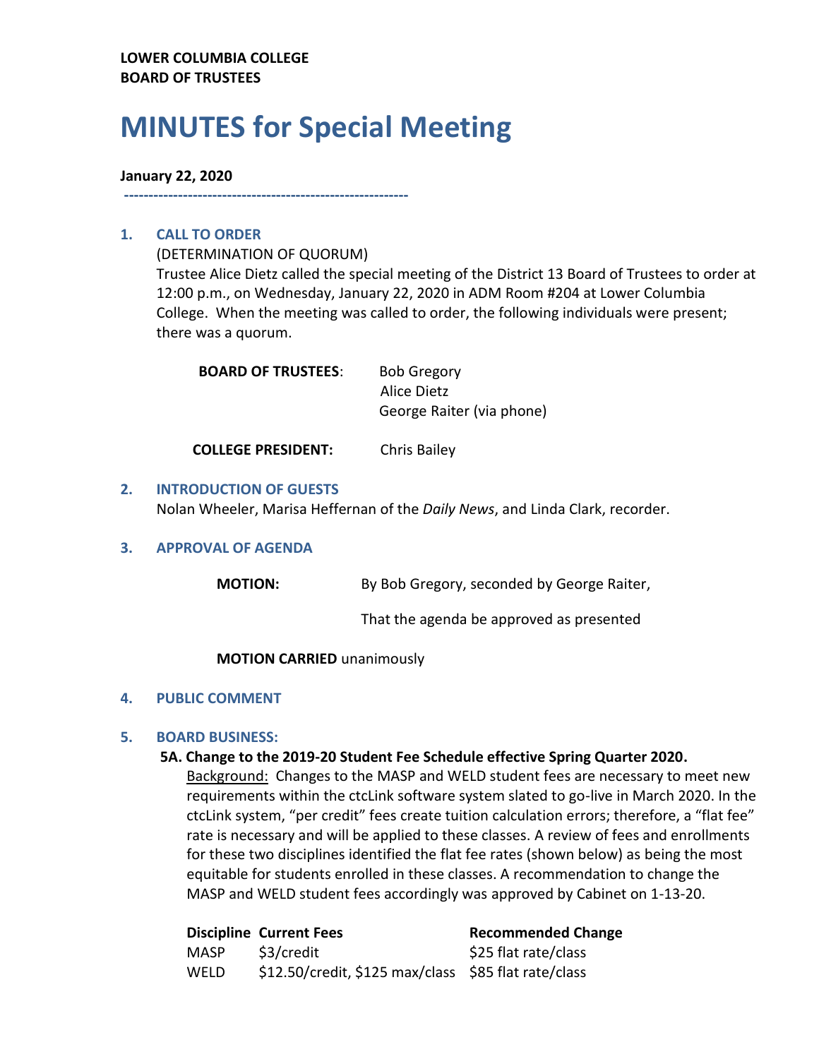**LOWER COLUMBIA COLLEGE**
**BOARD OF TRUSTEES**

# MINUTES for Special Meeting

**January 22, 2020**

---

## 1. CALL TO ORDER

(DETERMINATION OF QUORUM)

Trustee Alice Dietz called the special meeting of the District 13 Board of Trustees to order at 12:00 p.m., on Wednesday, January 22, 2020 in ADM Room #204 at Lower Columbia College. When the meeting was called to order, the following individuals were present; there was a quorum.

**BOARD OF TRUSTEES**: Bob Gregory
Alice Dietz
George Raiter (via phone)

**COLLEGE PRESIDENT:** Chris Bailey

## 2. INTRODUCTION OF GUESTS

Nolan Wheeler, Marisa Heffernan of the *Daily News*, and Linda Clark, recorder.

## 3. APPROVAL OF AGENDA

**MOTION:** By Bob Gregory, seconded by George Raiter,

That the agenda be approved as presented

**MOTION CARRIED** unanimously

## 4. PUBLIC COMMENT

## 5. BOARD BUSINESS:

**5A. Change to the 2019-20 Student Fee Schedule effective Spring Quarter 2020.**

Background: Changes to the MASP and WELD student fees are necessary to meet new requirements within the ctcLink software system slated to go-live in March 2020. In the ctcLink system, "per credit" fees create tuition calculation errors; therefore, a "flat fee" rate is necessary and will be applied to these classes. A review of fees and enrollments for these two disciplines identified the flat fee rates (shown below) as being the most equitable for students enrolled in these classes. A recommendation to change the MASP and WELD student fees accordingly was approved by Cabinet on 1-13-20.

| Discipline | Current Fees | Recommended Change |
|---|---|---|
| MASP | $3/credit | $25 flat rate/class |
| WELD | $12.50/credit, $125 max/class | $85 flat rate/class |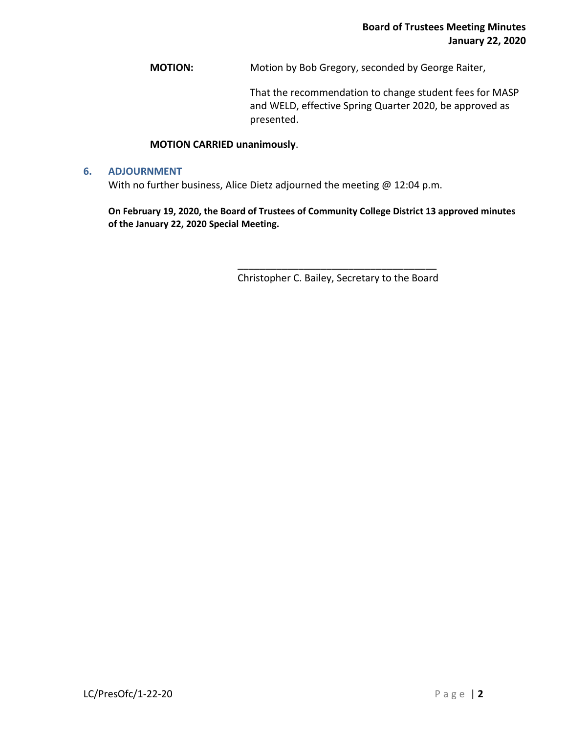**MOTION:** Motion by Bob Gregory, seconded by George Raiter,

That the recommendation to change student fees for MASP and WELD, effective Spring Quarter 2020, be approved as presented.

**MOTION CARRIED unanimously**.

## 6. ADJOURNMENT

With no further business, Alice Dietz adjourned the meeting @ 12:04 p.m.

**On February 19, 2020, the Board of Trustees of Community College District 13 approved minutes of the January 22, 2020 Special Meeting.**

\_\_\_\_\_\_\_\_\_\_\_\_\_\_\_\_\_\_\_\_\_\_\_\_\_\_\_\_\_\_\_\_\_\_\_\_\_

Christopher C. Bailey, Secretary to the Board